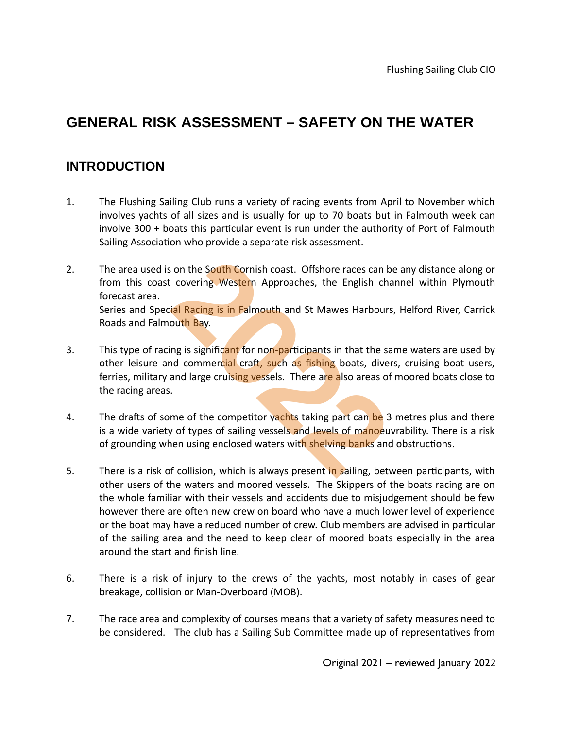Flushing Sailing Club CIO

# GENERAL RISK ASSESSMENT – SAFETY ON THE WATER

## INTRODUCTION

1. The Flushing Sailing Club runs a variety of racing events from April to November which involves yachts of all sizes and is usually for up to 70 boats but in Falmouth week can involve 300 + boats this particular event is run under the authority of Port of Falmouth Sailing Association who provide a separate risk assessment.

2. The area used is on the South Cornish coast. Offshore races can be any distance along or from this coast covering Western Approaches, the English channel within Plymouth forecast area.
   Series and Special Racing is in Falmouth and St Mawes Harbours, Helford River, Carrick Roads and Falmouth Bay.

3. This type of racing is significant for non-participants in that the same waters are used by other leisure and commercial craft, such as fishing boats, divers, cruising boat users, ferries, military and large cruising vessels. There are also areas of moored boats close to the racing areas.

4. The drafts of some of the competitor yachts taking part can be 3 metres plus and there is a wide variety of types of sailing vessels and levels of manoeuvrability. There is a risk of grounding when using enclosed waters with shelving banks and obstructions.

5. There is a risk of collision, which is always present in sailing, between participants, with other users of the waters and moored vessels. The Skippers of the boats racing are on the whole familiar with their vessels and accidents due to misjudgement should be few however there are often new crew on board who have a much lower level of experience or the boat may have a reduced number of crew. Club members are advised in particular of the sailing area and the need to keep clear of moored boats especially in the area around the start and finish line.

6. There is a risk of injury to the crews of the yachts, most notably in cases of gear breakage, collision or Man-Overboard (MOB).

7. The race area and complexity of courses means that a variety of safety measures need to be considered. The club has a Sailing Sub Committee made up of representatives from

Original 2021 – reviewed January 2022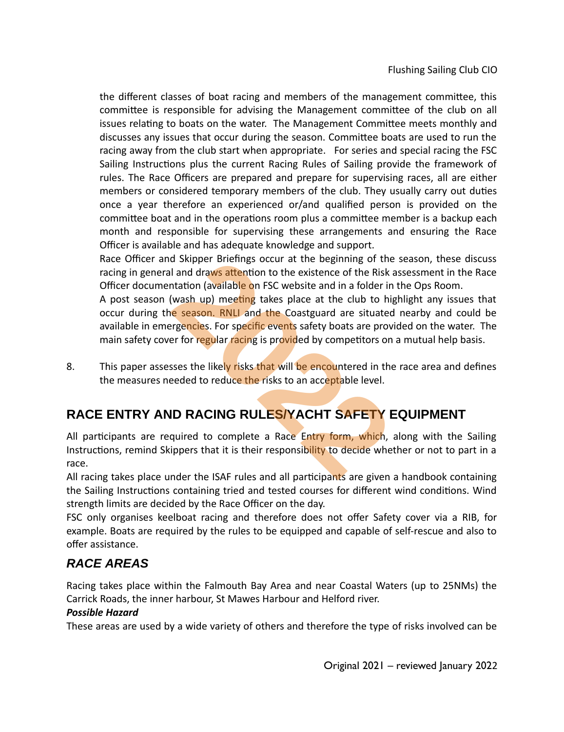the different classes of boat racing and members of the management committee, this committee is responsible for advising the Management committee of the club on all issues relating to boats on the water. The Management Committee meets monthly and discusses any issues that occur during the season. Committee boats are used to run the racing away from the club start when appropriate. For series and special racing the FSC Sailing Instructions plus the current Racing Rules of Sailing provide the framework of rules. The Race Officers are prepared and prepare for supervising races, all are either members or considered temporary members of the club. They usually carry out duties once a year therefore an experienced or/and qualified person is provided on the committee boat and in the operations room plus a committee member is a backup each month and responsible for supervising these arrangements and ensuring the Race Officer is available and has adequate knowledge and support.

Race Officer and Skipper Briefings occur at the beginning of the season, these discuss racing in general and draws attention to the existence of the Risk assessment in the Race Officer documentation (available on FSC website and in a folder in the Ops Room.

A post season (wash up) meeting takes place at the club to highlight any issues that occur during the season. RNLI and the Coastguard are situated nearby and could be available in emergencies. For specific events safety boats are provided on the water. The main safety cover for regular racing is provided by competitors on a mutual help basis.

8. This paper assesses the likely risks that will be encountered in the race area and defines the measures needed to reduce the risks to an acceptable level.

## RACE ENTRY AND RACING RULES/YACHT SAFETY EQUIPMENT

All participants are required to complete a Race Entry form, which, along with the Sailing Instructions, remind Skippers that it is their responsibility to decide whether or not to part in a race.

All racing takes place under the ISAF rules and all participants are given a handbook containing the Sailing Instructions containing tried and tested courses for different wind conditions. Wind strength limits are decided by the Race Officer on the day.

FSC only organises keelboat racing and therefore does not offer Safety cover via a RIB, for example. Boats are required by the rules to be equipped and capable of self-rescue and also to offer assistance.

### *RACE AREAS*

Racing takes place within the Falmouth Bay Area and near Coastal Waters (up to 25NMs) the Carrick Roads, the inner harbour, St Mawes Harbour and Helford river.

***Possible Hazard***

These areas are used by a wide variety of others and therefore the type of risks involved can be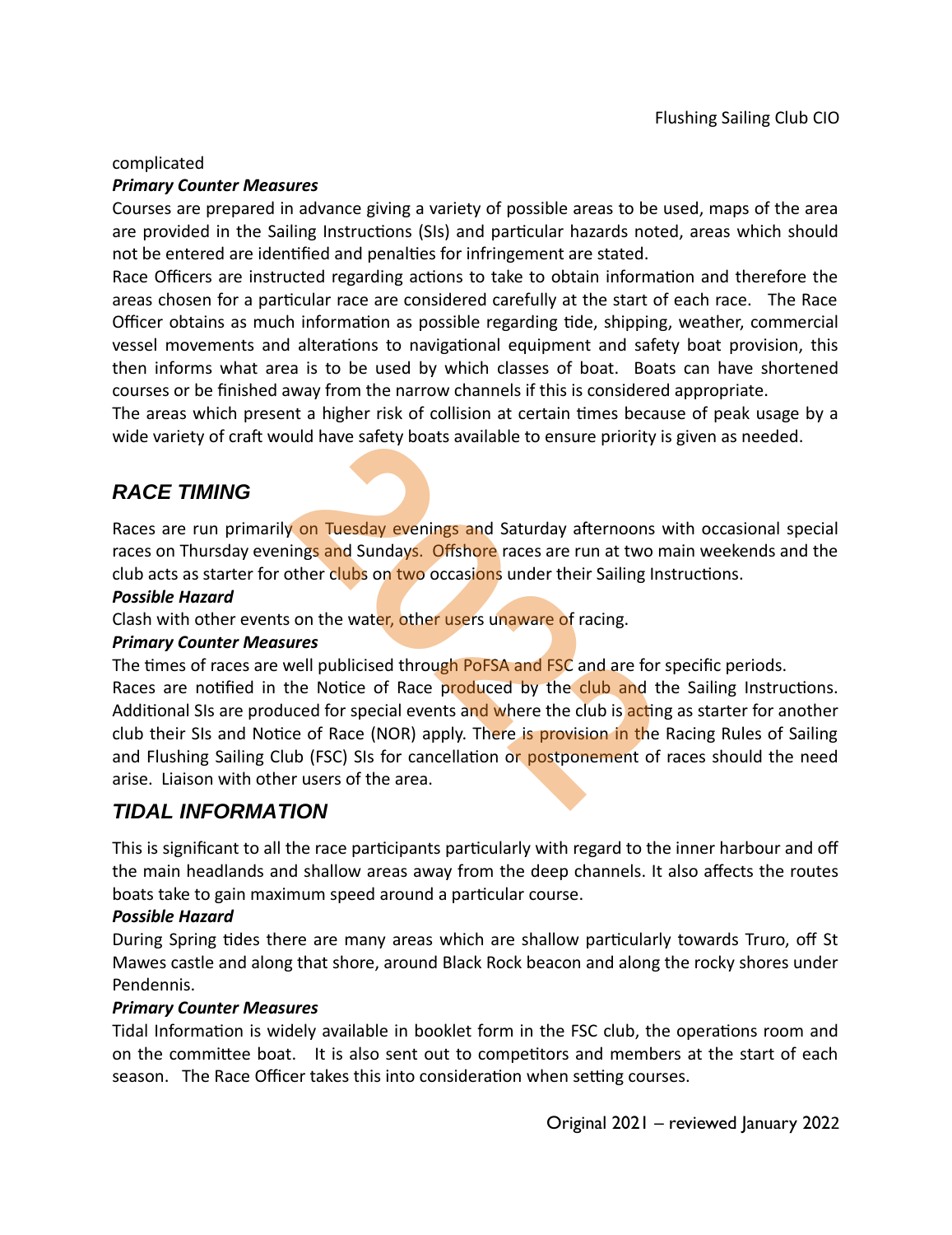complicated

***Primary Counter Measures***

Courses are prepared in advance giving a variety of possible areas to be used, maps of the area are provided in the Sailing Instructions (SIs) and particular hazards noted, areas which should not be entered are identified and penalties for infringement are stated.

Race Officers are instructed regarding actions to take to obtain information and therefore the areas chosen for a particular race are considered carefully at the start of each race. The Race Officer obtains as much information as possible regarding tide, shipping, weather, commercial vessel movements and alterations to navigational equipment and safety boat provision, this then informs what area is to be used by which classes of boat. Boats can have shortened courses or be finished away from the narrow channels if this is considered appropriate.

The areas which present a higher risk of collision at certain times because of peak usage by a wide variety of craft would have safety boats available to ensure priority is given as needed.

## *RACE TIMING*

Races are run primarily on Tuesday evenings and Saturday afternoons with occasional special races on Thursday evenings and Sundays. Offshore races are run at two main weekends and the club acts as starter for other clubs on two occasions under their Sailing Instructions.

***Possible Hazard***

Clash with other events on the water, other users unaware of racing.

***Primary Counter Measures***

The times of races are well publicised through PoFSA and FSC and are for specific periods.

Races are notified in the Notice of Race produced by the club and the Sailing Instructions. Additional SIs are produced for special events and where the club is acting as starter for another club their SIs and Notice of Race (NOR) apply. There is provision in the Racing Rules of Sailing and Flushing Sailing Club (FSC) SIs for cancellation or postponement of races should the need arise. Liaison with other users of the area.

## *TIDAL INFORMATION*

This is significant to all the race participants particularly with regard to the inner harbour and off the main headlands and shallow areas away from the deep channels. It also affects the routes boats take to gain maximum speed around a particular course.

***Possible Hazard***

During Spring tides there are many areas which are shallow particularly towards Truro, off St Mawes castle and along that shore, around Black Rock beacon and along the rocky shores under Pendennis.

***Primary Counter Measures***

Tidal Information is widely available in booklet form in the FSC club, the operations room and on the committee boat. It is also sent out to competitors and members at the start of each season. The Race Officer takes this into consideration when setting courses.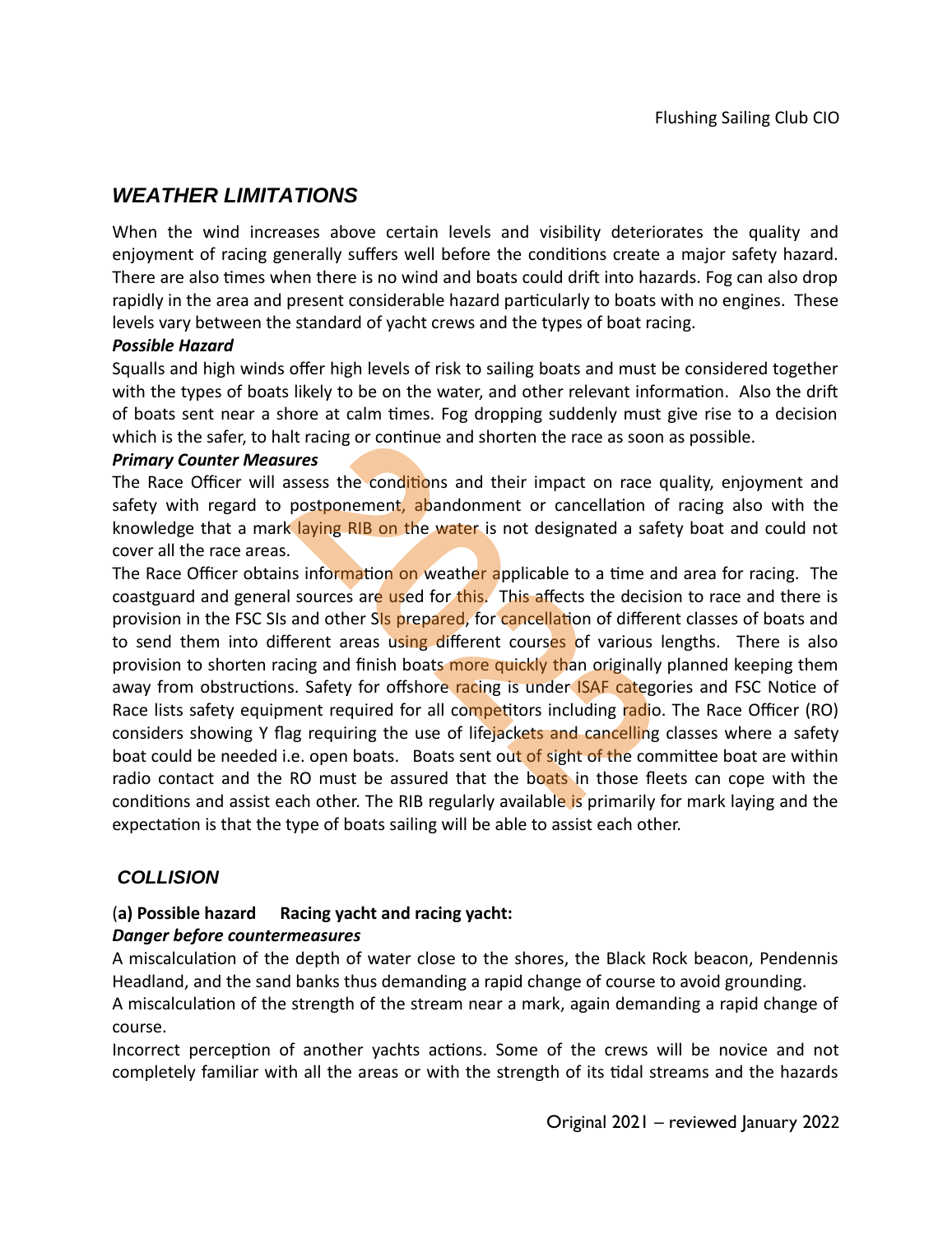## *WEATHER LIMITATIONS*

When the wind increases above certain levels and visibility deteriorates the quality and enjoyment of racing generally suffers well before the conditions create a major safety hazard. There are also times when there is no wind and boats could drift into hazards. Fog can also drop rapidly in the area and present considerable hazard particularly to boats with no engines. These levels vary between the standard of yacht crews and the types of boat racing.

***Possible Hazard***

Squalls and high winds offer high levels of risk to sailing boats and must be considered together with the types of boats likely to be on the water, and other relevant information. Also the drift of boats sent near a shore at calm times. Fog dropping suddenly must give rise to a decision which is the safer, to halt racing or continue and shorten the race as soon as possible.

***Primary Counter Measures***

The Race Officer will assess the conditions and their impact on race quality, enjoyment and safety with regard to postponement, abandonment or cancellation of racing also with the knowledge that a mark laying RIB on the water is not designated a safety boat and could not cover all the race areas.

The Race Officer obtains information on weather applicable to a time and area for racing. The coastguard and general sources are used for this. This affects the decision to race and there is provision in the FSC SIs and other SIs prepared, for cancellation of different classes of boats and to send them into different areas using different courses of various lengths. There is also provision to shorten racing and finish boats more quickly than originally planned keeping them away from obstructions. Safety for offshore racing is under ISAF categories and FSC Notice of Race lists safety equipment required for all competitors including radio. The Race Officer (RO) considers showing Y flag requiring the use of lifejackets and cancelling classes where a safety boat could be needed i.e. open boats. Boats sent out of sight of the committee boat are within radio contact and the RO must be assured that the boats in those fleets can cope with the conditions and assist each other. The RIB regularly available is primarily for mark laying and the expectation is that the type of boats sailing will be able to assist each other.

## *COLLISION*

**(a) Possible hazard Racing yacht and racing yacht:**

***Danger before countermeasures***

A miscalculation of the depth of water close to the shores, the Black Rock beacon, Pendennis Headland, and the sand banks thus demanding a rapid change of course to avoid grounding.

A miscalculation of the strength of the stream near a mark, again demanding a rapid change of course.

Incorrect perception of another yachts actions. Some of the crews will be novice and not completely familiar with all the areas or with the strength of its tidal streams and the hazards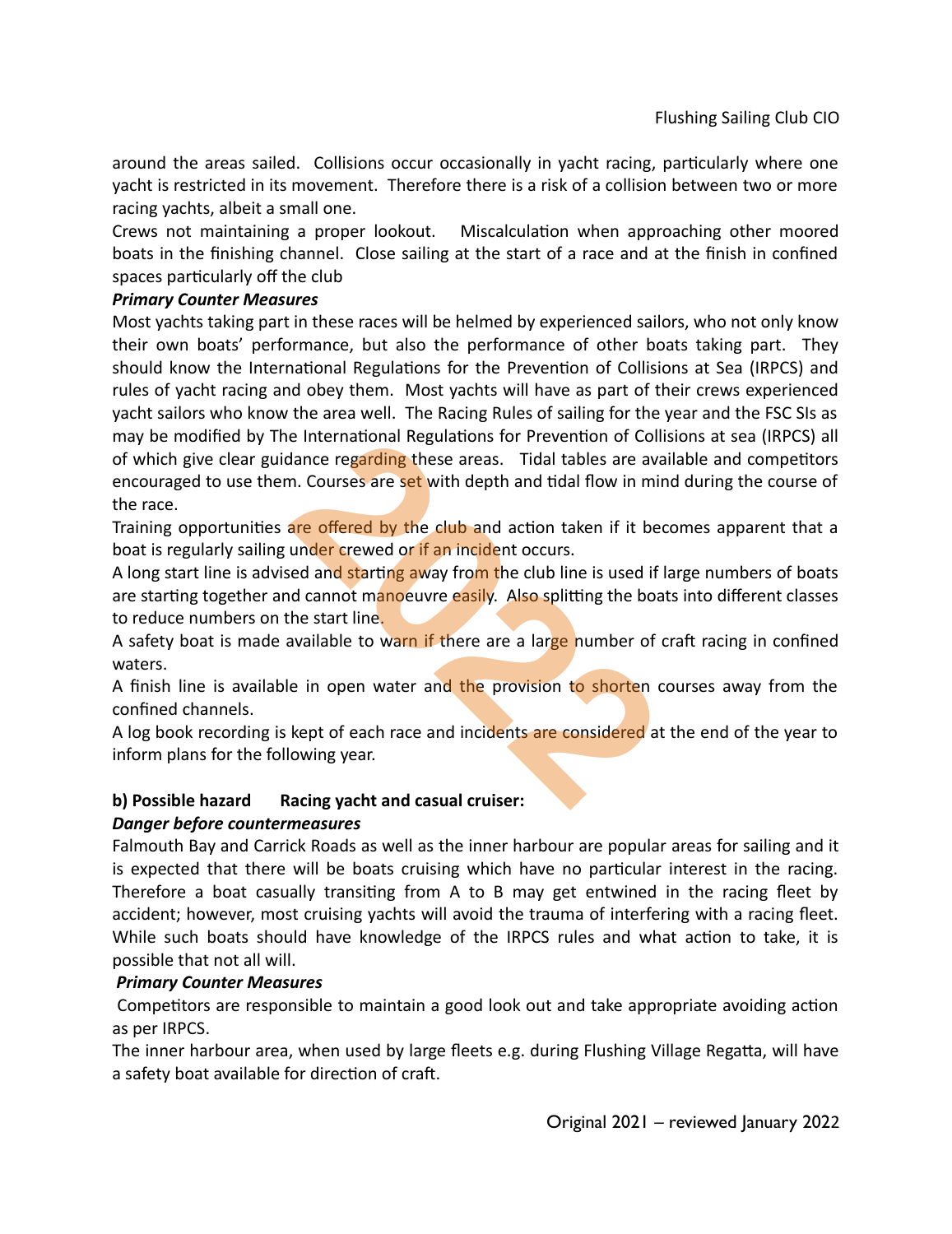around the areas sailed. Collisions occur occasionally in yacht racing, particularly where one yacht is restricted in its movement. Therefore there is a risk of a collision between two or more racing yachts, albeit a small one.

Crews not maintaining a proper lookout. Miscalculation when approaching other moored boats in the finishing channel. Close sailing at the start of a race and at the finish in confined spaces particularly off the club

***Primary Counter Measures***

Most yachts taking part in these races will be helmed by experienced sailors, who not only know their own boats' performance, but also the performance of other boats taking part. They should know the International Regulations for the Prevention of Collisions at Sea (IRPCS) and rules of yacht racing and obey them. Most yachts will have as part of their crews experienced yacht sailors who know the area well. The Racing Rules of sailing for the year and the FSC SIs as may be modified by The International Regulations for Prevention of Collisions at sea (IRPCS) all of which give clear guidance regarding these areas. Tidal tables are available and competitors encouraged to use them. Courses are set with depth and tidal flow in mind during the course of the race.

Training opportunities are offered by the club and action taken if it becomes apparent that a boat is regularly sailing under crewed or if an incident occurs.

A long start line is advised and starting away from the club line is used if large numbers of boats are starting together and cannot manoeuvre easily. Also splitting the boats into different classes to reduce numbers on the start line.

A safety boat is made available to warn if there are a large number of craft racing in confined waters.

A finish line is available in open water and the provision to shorten courses away from the confined channels.

A log book recording is kept of each race and incidents are considered at the end of the year to inform plans for the following year.

**b) Possible hazard     Racing yacht and casual cruiser:**

***Danger before countermeasures***

Falmouth Bay and Carrick Roads as well as the inner harbour are popular areas for sailing and it is expected that there will be boats cruising which have no particular interest in the racing. Therefore a boat casually transiting from A to B may get entwined in the racing fleet by accident; however, most cruising yachts will avoid the trauma of interfering with a racing fleet. While such boats should have knowledge of the IRPCS rules and what action to take, it is possible that not all will.

***Primary Counter Measures***

Competitors are responsible to maintain a good look out and take appropriate avoiding action as per IRPCS.

The inner harbour area, when used by large fleets e.g. during Flushing Village Regatta, will have a safety boat available for direction of craft.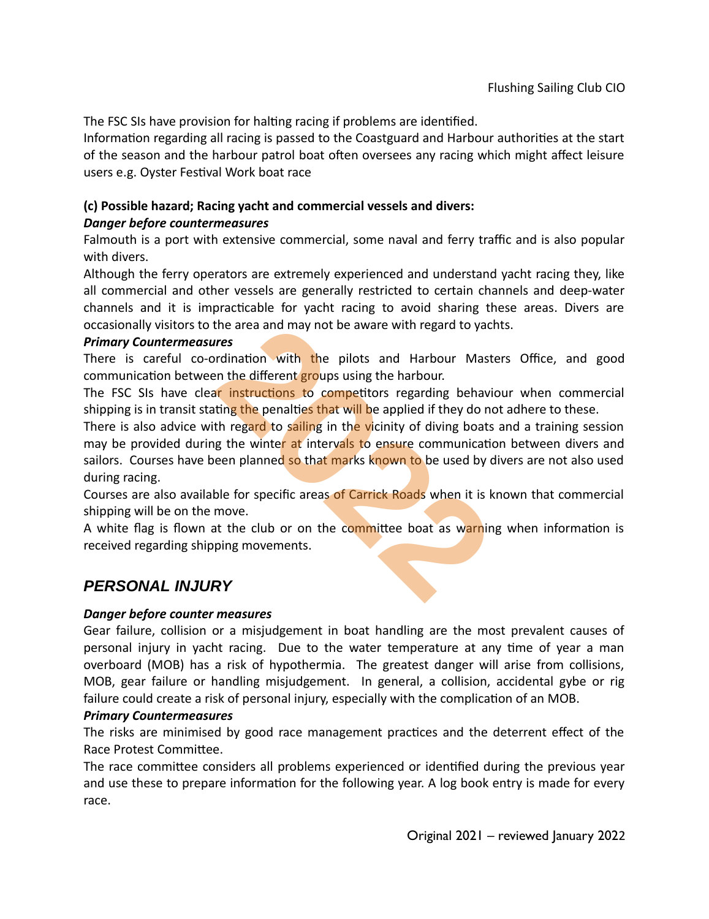The FSC SIs have provision for halting racing if problems are identified.

Information regarding all racing is passed to the Coastguard and Harbour authorities at the start of the season and the harbour patrol boat often oversees any racing which might affect leisure users e.g. Oyster Festival Work boat race

**(c) Possible hazard; Racing yacht and commercial vessels and divers:**

***Danger before countermeasures***

Falmouth is a port with extensive commercial, some naval and ferry traffic and is also popular with divers.

Although the ferry operators are extremely experienced and understand yacht racing they, like all commercial and other vessels are generally restricted to certain channels and deep-water channels and it is impracticable for yacht racing to avoid sharing these areas. Divers are occasionally visitors to the area and may not be aware with regard to yachts.

***Primary Countermeasures***

There is careful co-ordination with the pilots and Harbour Masters Office, and good communication between the different groups using the harbour.

The FSC SIs have clear instructions to competitors regarding behaviour when commercial shipping is in transit stating the penalties that will be applied if they do not adhere to these.

There is also advice with regard to sailing in the vicinity of diving boats and a training session may be provided during the winter at intervals to ensure communication between divers and sailors. Courses have been planned so that marks known to be used by divers are not also used during racing.

Courses are also available for specific areas of Carrick Roads when it is known that commercial shipping will be on the move.

A white flag is flown at the club or on the committee boat as warning when information is received regarding shipping movements.

## *PERSONAL INJURY*

***Danger before counter measures***

Gear failure, collision or a misjudgement in boat handling are the most prevalent causes of personal injury in yacht racing. Due to the water temperature at any time of year a man overboard (MOB) has a risk of hypothermia. The greatest danger will arise from collisions, MOB, gear failure or handling misjudgement. In general, a collision, accidental gybe or rig failure could create a risk of personal injury, especially with the complication of an MOB.

***Primary Countermeasures***

The risks are minimised by good race management practices and the deterrent effect of the Race Protest Committee.

The race committee considers all problems experienced or identified during the previous year and use these to prepare information for the following year. A log book entry is made for every race.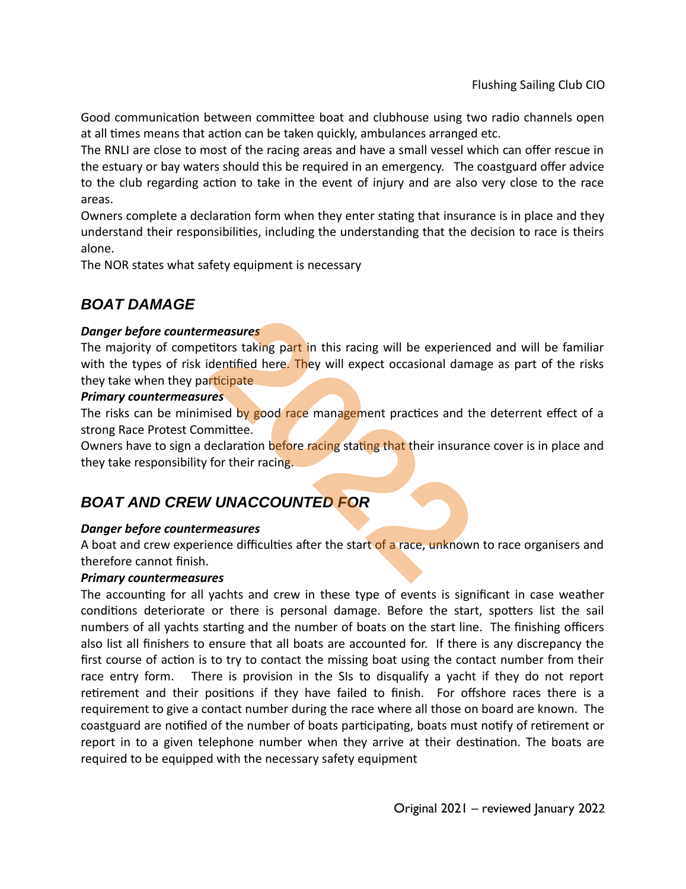Good communication between committee boat and clubhouse using two radio channels open at all times means that action can be taken quickly, ambulances arranged etc.

The RNLI are close to most of the racing areas and have a small vessel which can offer rescue in the estuary or bay waters should this be required in an emergency. The coastguard offer advice to the club regarding action to take in the event of injury and are also very close to the race areas.

Owners complete a declaration form when they enter stating that insurance is in place and they understand their responsibilities, including the understanding that the decision to race is theirs alone.

The NOR states what safety equipment is necessary

## BOAT DAMAGE

***Danger before countermeasures***

The majority of competitors taking part in this racing will be experienced and will be familiar with the types of risk identified here. They will expect occasional damage as part of the risks they take when they participate

***Primary countermeasures***

The risks can be minimised by good race management practices and the deterrent effect of a strong Race Protest Committee.

Owners have to sign a declaration before racing stating that their insurance cover is in place and they take responsibility for their racing.

## BOAT AND CREW UNACCOUNTED FOR

***Danger before countermeasures***

A boat and crew experience difficulties after the start of a race, unknown to race organisers and therefore cannot finish.

***Primary countermeasures***

The accounting for all yachts and crew in these type of events is significant in case weather conditions deteriorate or there is personal damage. Before the start, spotters list the sail numbers of all yachts starting and the number of boats on the start line. The finishing officers also list all finishers to ensure that all boats are accounted for. If there is any discrepancy the first course of action is to try to contact the missing boat using the contact number from their race entry form. There is provision in the SIs to disqualify a yacht if they do not report retirement and their positions if they have failed to finish. For offshore races there is a requirement to give a contact number during the race where all those on board are known. The coastguard are notified of the number of boats participating, boats must notify of retirement or report in to a given telephone number when they arrive at their destination. The boats are required to be equipped with the necessary safety equipment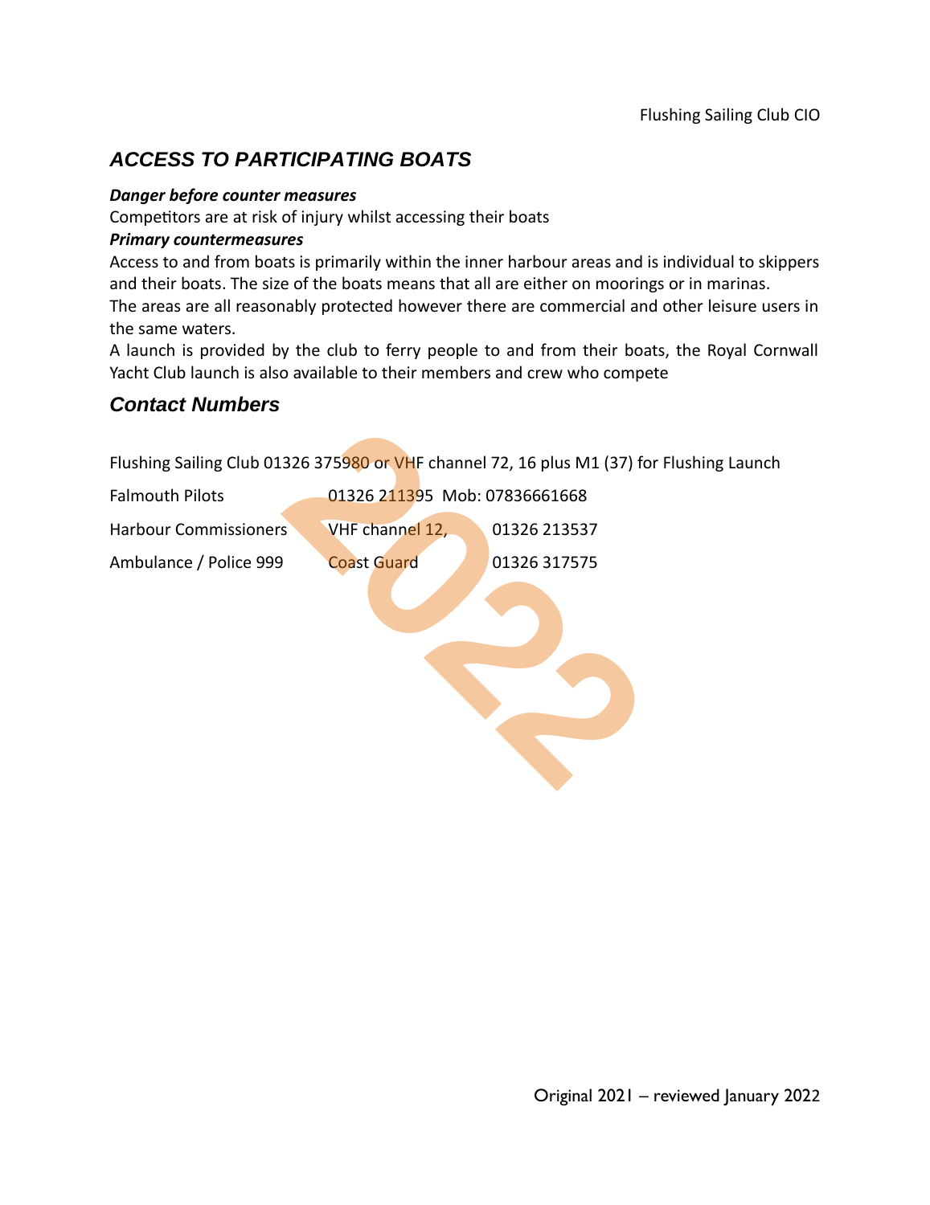## *ACCESS TO PARTICIPATING BOATS*

***Danger before counter measures***

Competitors are at risk of injury whilst accessing their boats

***Primary countermeasures***

Access to and from boats is primarily within the inner harbour areas and is individual to skippers and their boats. The size of the boats means that all are either on moorings or in marinas.

The areas are all reasonably protected however there are commercial and other leisure users in the same waters.

A launch is provided by the club to ferry people to and from their boats, the Royal Cornwall Yacht Club launch is also available to their members and crew who compete

## *Contact Numbers*

Flushing Sailing Club 01326 375980 or VHF channel 72, 16 plus M1 (37) for Flushing Launch

| | | |
|---|---|---|
| Falmouth Pilots | 01326 211395 Mob: 07836661668 | |
| Harbour Commissioners | VHF channel 12, | 01326 213537 |
| Ambulance / Police 999 | Coast Guard | 01326 317575 |

Original 2021 – reviewed January 2022